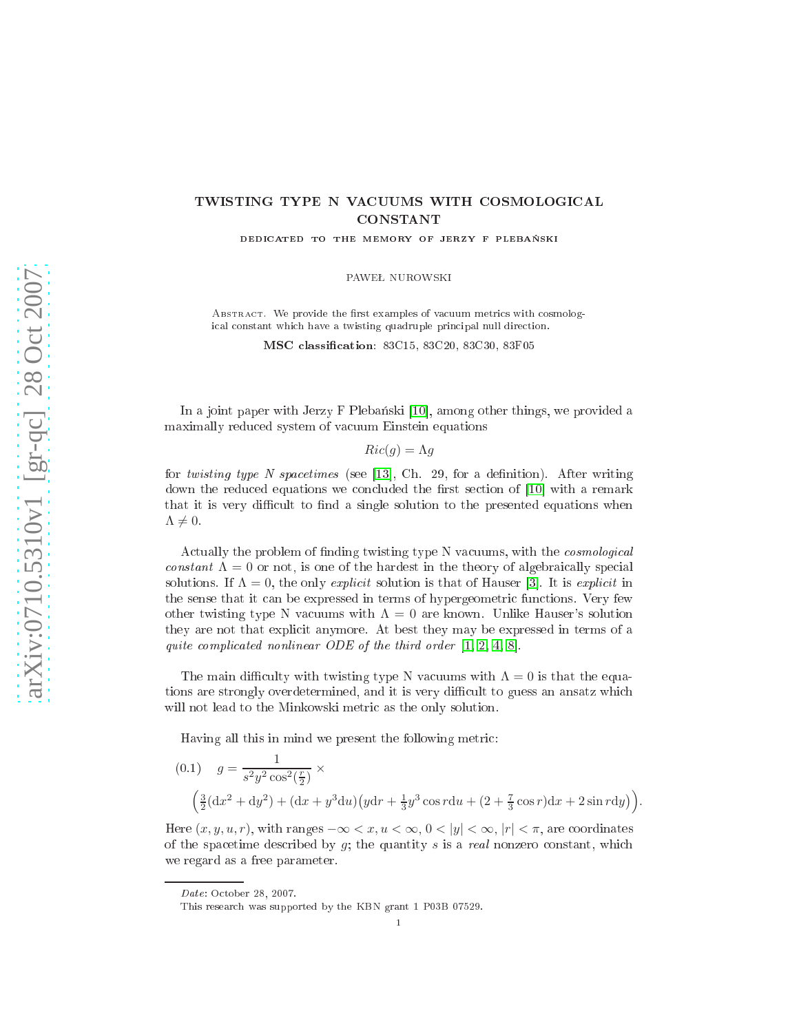# TWISTING TYPE N VACUUMS WITH COSMOLOGICAL CONSTANT

DEDICATED TO THE MEMORY OF JERZY F PLEBAŃSKI

PAWEŁ NUROWSKI

Abstract. We provide the first examples of vacuum metrics with cosmological constant which have a twisting quadruple principal null direction.

**MSC classification**: 83C15, 83C20, 83C30, 83F05

In a joint paper with Jerzy F Plebański [10], among other things, we provided a maximally reduced system of vacuum Einstein equations

$$Ric(g) = \Lambda g$$

for *twisting type N spacetimes* (see [13], Ch. 29, for a definition). After writing down the reduced equations we concluded the first section of [10] with a remark that it is very difficult to find a single solution to the presented equations when $\Lambda \neq 0$.

Actually the problem of finding twisting type N vacuums, with the *cosmological constant* $\Lambda = 0$ or not, is one of the hardest in the theory of algebraically special solutions. If $\Lambda = 0$, the only *explicit* solution is that of Hauser [3]. It is *explicit* in the sense that it can be expressed in terms of hypergeometric functions. Very few other twisting type N vacuums with $\Lambda = 0$ are known. Unlike Hauser's solution they are not that explicit anymore. At best they may be expressed in terms of a *quite complicated nonlinear ODE of the third order* [1, 2, 4, 8].

The main difficulty with twisting type N vacuums with $\Lambda = 0$ is that the equations are strongly overdetermined, and it is very difficult to guess an ansatz which will not lead to the Minkowski metric as the only solution.

Having all this in mind we present the following metric:

$$g = \frac{1}{s^2 y^2 \cos^2(\frac{r}{2})} \times \Big(\tfrac{3}{2}(\mathrm{d}x^2 + \mathrm{d}y^2) + (\mathrm{d}x + y^3 \mathrm{d}u)\big(y\mathrm{d}r + \tfrac{1}{3}y^3 \cos r\mathrm{d}u + (2 + \tfrac{7}{3}\cos r)\mathrm{d}x + 2\sin r\mathrm{d}y\big)\Big). \tag{0.1}$$

Here $(x, y, u, r)$, with ranges $-\infty < x, u < \infty$, $0 < |y| < \infty$, $|r| < \pi$, are coordinates of the spacetime described by $g$; the quantity $s$ is a *real* nonzero constant, which we regard as a free parameter.

*Date*: October 28, 2007.

This research was supported by the KBN grant 1 P03B 07529.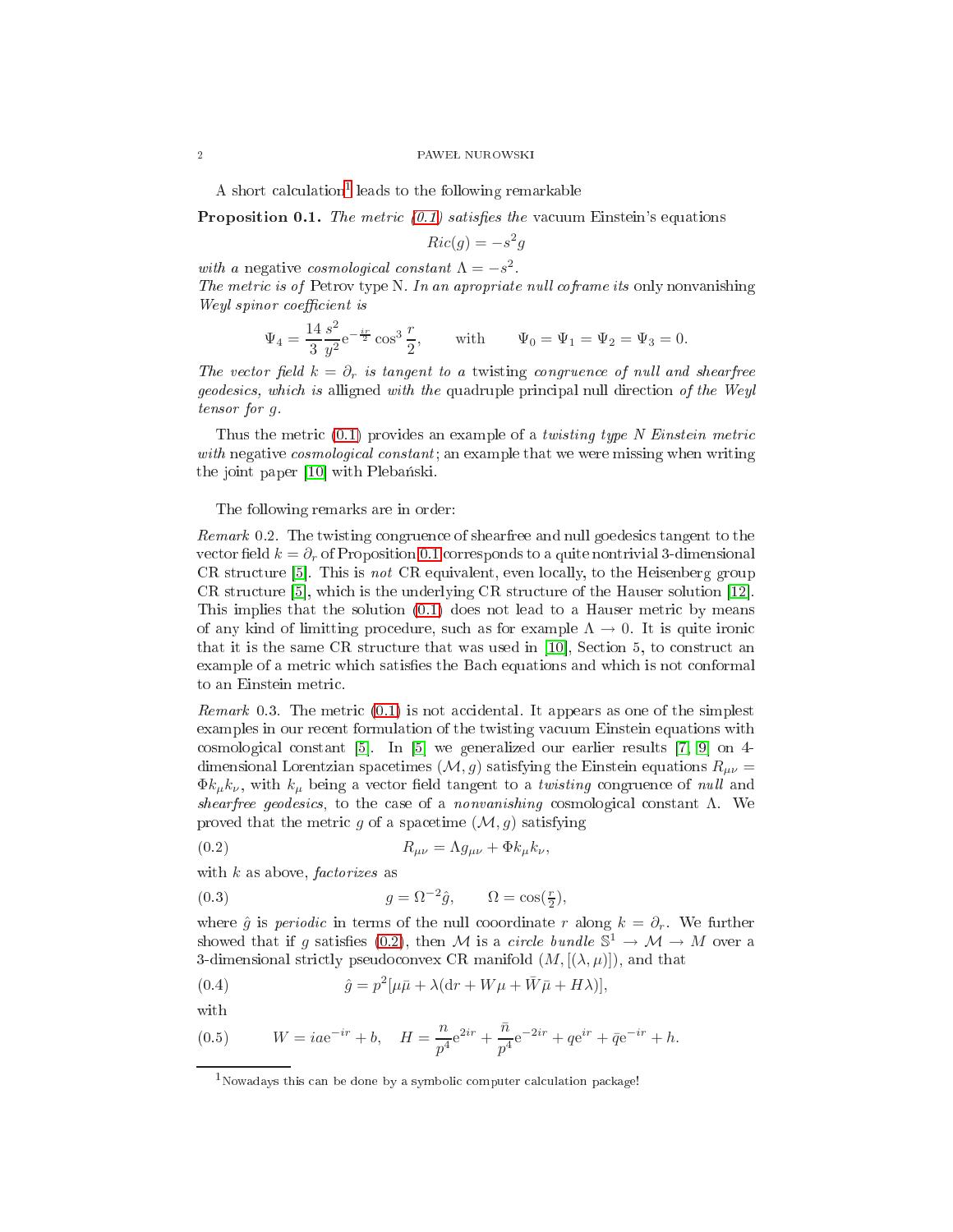A short calculation[1] leads to the following remarkable

**Proposition 0.1.** *The metric (0.1) satisfies the* vacuum Einstein's equations

$$Ric(g) = -s^2 g$$

*with a* negative *cosmological constant* $\Lambda = -s^2$.
*The metric is of* Petrov type N. *In an apropriate null coframe its* only nonvanishing *Weyl spinor coefficient is*

$$\Psi_4 = \frac{14}{3}\frac{s^2}{y^2}\mathrm{e}^{-\frac{ir}{2}}\cos^3\frac{r}{2}, \qquad \text{with} \qquad \Psi_0 = \Psi_1 = \Psi_2 = \Psi_3 = 0.$$

*The vector field $k = \partial_r$ is tangent to a* twisting *congruence of null and shearfree geodesics, which is* alligned *with the* quadruple principal null direction *of the Weyl tensor for $g$.*

Thus the metric (0.1) provides an example of a *twisting type N Einstein metric with* negative *cosmological constant*; an example that we were missing when writing the joint paper [10] with Plebański.

The following remarks are in order:

*Remark* 0.2. The twisting congruence of shearfree and null goedesics tangent to the vector field $k = \partial_r$ of Proposition 0.1 corresponds to a quite nontrivial 3-dimensional CR structure [5]. This is *not* CR equivalent, even locally, to the Heisenberg group CR structure [5], which is the underlying CR structure of the Hauser solution [12]. This implies that the solution (0.1) does not lead to a Hauser metric by means of any kind of limitting procedure, such as for example $\Lambda \to 0$. It is quite ironic that it is the same CR structure that was used in [10], Section 5, to construct an example of a metric which satisfies the Bach equations and which is not conformal to an Einstein metric.

*Remark* 0.3. The metric (0.1) is not accidental. It appears as one of the simplest examples in our recent formulation of the twisting vacuum Einstein equations with cosmological constant [5]. In [5] we generalized our earlier results [7, 9] on 4-dimensional Lorentzian spacetimes $(\mathcal{M}, g)$ satisfying the Einstein equations $R_{\mu\nu} = \Phi k_\mu k_\nu$, with $k_\mu$ being a vector field tangent to a *twisting* congruence of *null* and *shearfree geodesics*, to the case of a *nonvanishing* cosmological constant $\Lambda$. We proved that the metric $g$ of a spacetime $(\mathcal{M}, g)$ satisfying

$$R_{\mu\nu} = \Lambda g_{\mu\nu} + \Phi k_\mu k_\nu, \tag{0.2}$$

with $k$ as above, *factorizes* as

$$g = \Omega^{-2}\hat{g}, \qquad \Omega = \cos(\tfrac{r}{2}), \tag{0.3}$$

where $\hat{g}$ is *periodic* in terms of the null cooordinate $r$ along $k = \partial_r$. We further showed that if $g$ satisfies (0.2), then $\mathcal{M}$ is a *circle bundle* $\mathbb{S}^1 \to \mathcal{M} \to M$ over a 3-dimensional strictly pseudoconvex CR manifold $(M, [(\lambda, \mu)])$, and that

$$\hat{g} = p^2[\mu\bar{\mu} + \lambda(\mathrm{d}r + W\mu + \bar{W}\bar{\mu} + H\lambda)], \tag{0.4}$$

with

$$W = ia\mathrm{e}^{-ir} + b, \quad H = \frac{n}{p^4}\mathrm{e}^{2ir} + \frac{\bar{n}}{p^4}\mathrm{e}^{-2ir} + q\mathrm{e}^{ir} + \bar{q}\mathrm{e}^{-ir} + h. \tag{0.5}$$

---

[1] Nowadays this can be done by a symbolic computer calculation package!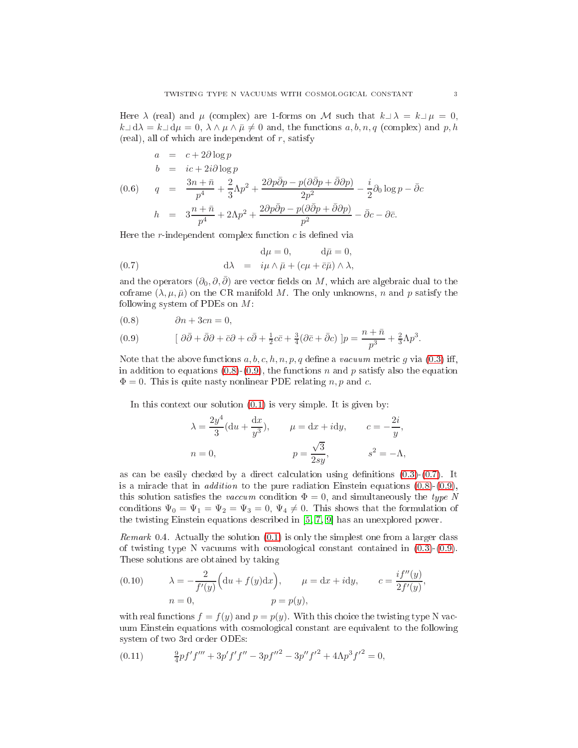Here $\lambda$ (real) and $\mu$ (complex) are 1-forms on $\mathcal{M}$ such that $k\lrcorner\lambda = k\lrcorner\mu = 0$, $k\lrcorner{\rm d}\lambda = k\lrcorner{\rm d}\mu = 0$, $\lambda\wedge\mu\wedge\bar\mu \neq 0$ and, the functions $a, b, n, q$ (complex) and $p, h$ (real), all of which are independent of $r$, satisfy

$$
\begin{aligned}
a &= c + 2\partial\log p\\
b &= ic + 2i\partial\log p\\
q &= \frac{3n+\bar n}{p^4} + \frac{2}{3}\Lambda p^2 + \frac{2\partial p\bar\partial p - p(\partial\bar\partial p + \bar\partial\partial p)}{2p^2} - \frac{i}{2}\partial_0\log p - \bar\partial c\\
h &= 3\frac{n+\bar n}{p^4} + 2\Lambda p^2 + \frac{2\partial p\bar\partial p - p(\partial\bar\partial p + \bar\partial\partial p)}{p^2} - \bar\partial c - \partial\bar c.
\end{aligned}
\tag{0.6}
$$

Here the $r$-independent complex function $c$ is defined via

$$
\begin{aligned}
{\rm d}\mu = 0, &\qquad {\rm d}\bar\mu = 0,\\
{\rm d}\lambda &= i\mu\wedge\bar\mu + (c\mu + \bar c\bar\mu)\wedge\lambda,
\end{aligned}
\tag{0.7}
$$

and the operators $(\partial_0, \partial, \bar\partial)$ are vector fields on $M$, which are algebraic dual to the coframe $(\lambda, \mu, \bar\mu)$ on the CR manifold $M$. The only unknowns, $n$ and $p$ satisfy the following system of PDEs on $M$:

$$
\partial n + 3cn = 0,
\tag{0.8}
$$

$$
[\ \partial\bar\partial + \bar\partial\partial + \bar c\partial + c\bar\partial + \tfrac{1}{2}c\bar c + \tfrac{3}{4}(\partial\bar c + \bar\partial c)\ ]p = \frac{n+\bar n}{p^3} + \tfrac{2}{3}\Lambda p^3.
\tag{0.9}
$$

Note that the above functions $a, b, c, h, n, p, q$ define a *vacuum* metric $g$ via (0.3) iff, in addition to equations (0.8)-(0.9), the functions $n$ and $p$ satisfy also the equation $\Phi = 0$. This is quite nasty nonlinear PDE relating $n, p$ and $c$.

In this context our solution (0.1) is very simple. It is given by:

$$
\lambda = \frac{2y^4}{3}({\rm d}u + \frac{{\rm d}x}{y^3}), \qquad \mu = {\rm d}x + i{\rm d}y, \qquad c = -\frac{2i}{y},
$$

$$
n = 0, \qquad\qquad p = \frac{\sqrt{3}}{2sy}, \qquad\qquad s^2 = -\Lambda,
$$

as can be easily checked by a direct calculation using definitions (0.3)-(0.7). It is a miracle that in *addition* to the pure radiation Einstein equations (0.8)-(0.9), this solution satisfies the *vaccum* condition $\Phi = 0$, and simultaneously the *type N* conditions $\Psi_0 = \Psi_1 = \Psi_2 = \Psi_3 = 0$, $\Psi_4 \neq 0$. This shows that the formulation of the twisting Einstein equations described in [5, 7, 9] has an unexplored power.

*Remark* 0.4. Actually the solution (0.1) is only the simplest one from a larger class of twisting type N vacuums with cosmological constant contained in (0.3)-(0.9). These solutions are obtained by taking

$$
\begin{aligned}
\lambda = -\frac{2}{f'(y)}\Big({\rm d}u + f(y){\rm d}x\Big), &\qquad \mu = {\rm d}x + i{\rm d}y, \qquad c = \frac{if''(y)}{2f'(y)},\\
n = 0, &\qquad\qquad p = p(y),
\end{aligned}
\tag{0.10}
$$

with real functions $f = f(y)$ and $p = p(y)$. With this choice the twisting type N vacuum Einstein equations with cosmological constant are equivalent to the following system of two 3rd order ODEs:

$$
\tfrac{9}{4}pf'f''' + 3p'f'f'' - 3pf''^2 - 3p''f'^2 + 4\Lambda p^3 f'^2 = 0,
\tag{0.11}
$$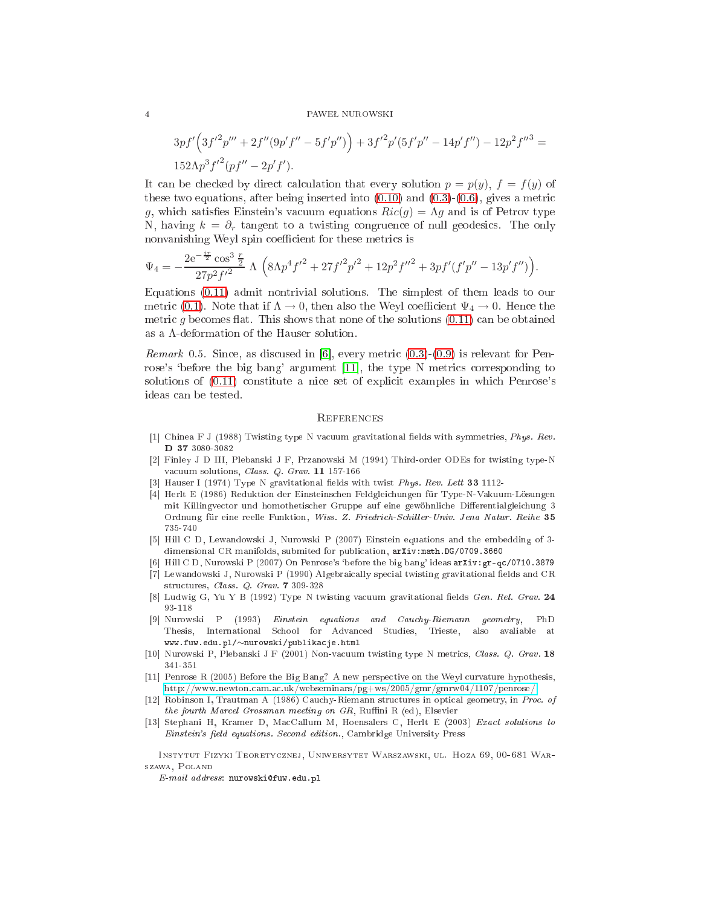$$3pf'\Big(3f'^2p''' + 2f''(9p'f'' - 5f'p'')\Big) + 3f'^2p'(5f'p'' - 14p'f'') - 12p^2f''^3 =$$
$$152\Lambda p^3 f'^2(pf'' - 2p'f').$$

It can be checked by direct calculation that every solution $p = p(y)$, $f = f(y)$ of these two equations, after being inserted into (0.10) and (0.3)-(0.6), gives a metric $g$, which satisfies Einstein's vacuum equations $Ric(g) = \Lambda g$ and is of Petrov type N, having $k = \partial_r$ tangent to a twisting congruence of null geodesics. The only nonvanishing Weyl spin coefficient for these metrics is

$$\Psi_4 = -\frac{2e^{-\frac{ir}{2}}\cos^3\frac{r}{2}}{27p^2f'^2}\,\Lambda\,\Big(8\Lambda p^4 f'^2 + 27f'^2p'^2 + 12p^2f''^2 + 3pf'(f'p'' - 13p'f'')\Big).$$

Equations (0.11) admit nontrivial solutions. The simplest of them leads to our metric (0.1). Note that if $\Lambda \to 0$, then also the Weyl coefficient $\Psi_4 \to 0$. Hence the metric $g$ becomes flat. This shows that none of the solutions (0.11) can be obtained as a $\Lambda$-deformation of the Hauser solution.

*Remark* 0.5. Since, as discused in [6], every metric (0.3)-(0.9) is relevant for Penrose's 'before the big bang' argument [11], the type N metrics corresponding to solutions of (0.11) constitute a nice set of explicit examples in which Penrose's ideas can be tested.

## References

[1] Chinea F J (1988) Twisting type N vacuum gravitational fields with symmetries, *Phys. Rev.* **D 37** 3080-3082

[2] Finley J D III, Plebanski J F, Przanowski M (1994) Third-order ODEs for twisting type-N vacuum solutions, *Class. Q. Grav.* **11** 157-166

[3] Hauser I (1974) Type N gravitational fields with twist *Phys. Rev. Lett* **33** 1112-

[4] Herlt E (1986) Reduktion der Einsteinschen Feldgleichungen für Type-N-Vakuum-Lösungen mit Killingvector und homothetischer Gruppe auf eine gewöhnliche Differentialgleichung 3 Ordnung für eine reelle Funktion, *Wiss. Z. Friedrich-Schiller-Univ. Jena Natur. Reihe* **35** 735-740

[5] Hill C D, Lewandowski J, Nurowski P (2007) Einstein equations and the embedding of 3-dimensional CR manifolds, submited for publication, `arXiv:math.DG/0709.3660`

[6] Hill C D, Nurowski P (2007) On Penrose's 'before the big bang' ideas `arXiv:gr-qc/0710.3879`

[7] Lewandowski J, Nurowski P (1990) Algebraically special twisting gravitational fields and CR structures, *Class. Q. Grav.* **7** 309-328

[8] Ludwig G, Yu Y B (1992) Type N twisting vacuum gravitational fields *Gen. Rel. Grav.* **24** 93-118

[9] Nurowski P (1993) *Einstein equations and Cauchy-Riemann geometry*, PhD Thesis, International School for Advanced Studies, Trieste, also avaliable at `www.fuw.edu.pl/~nurowski/publikacje.html`

[10] Nurowski P, Plebanski J F (2001) Non-vacuum twisting type N metrics, *Class. Q. Grav.* **18** 341-351

[11] Penrose R (2005) Before the Big Bang? A new perspective on the Weyl curvature hypothesis, http://www.newton.cam.ac.uk/webseminars/pg+ws/2005/gmr/gmrw04/1107/penrose/

[12] Robinson I, Trautman A (1986) Cauchy-Riemann structures in optical geometry, in *Proc. of the fourth Marcel Grossman meeting on GR*, Ruffini R (ed), Elsevier

[13] Stephani H, Kramer D, MacCallum M, Hoensalers C, Herlt E (2003) *Exact solutions to Einstein's field equations. Second edition.*, Cambridge University Press

Instytut Fizyki Teoretycznej, Uniwersytet Warszawski, ul. Hoza 69, 00-681 Warszawa, Poland

*E-mail address*: `nurowski@fuw.edu.pl`